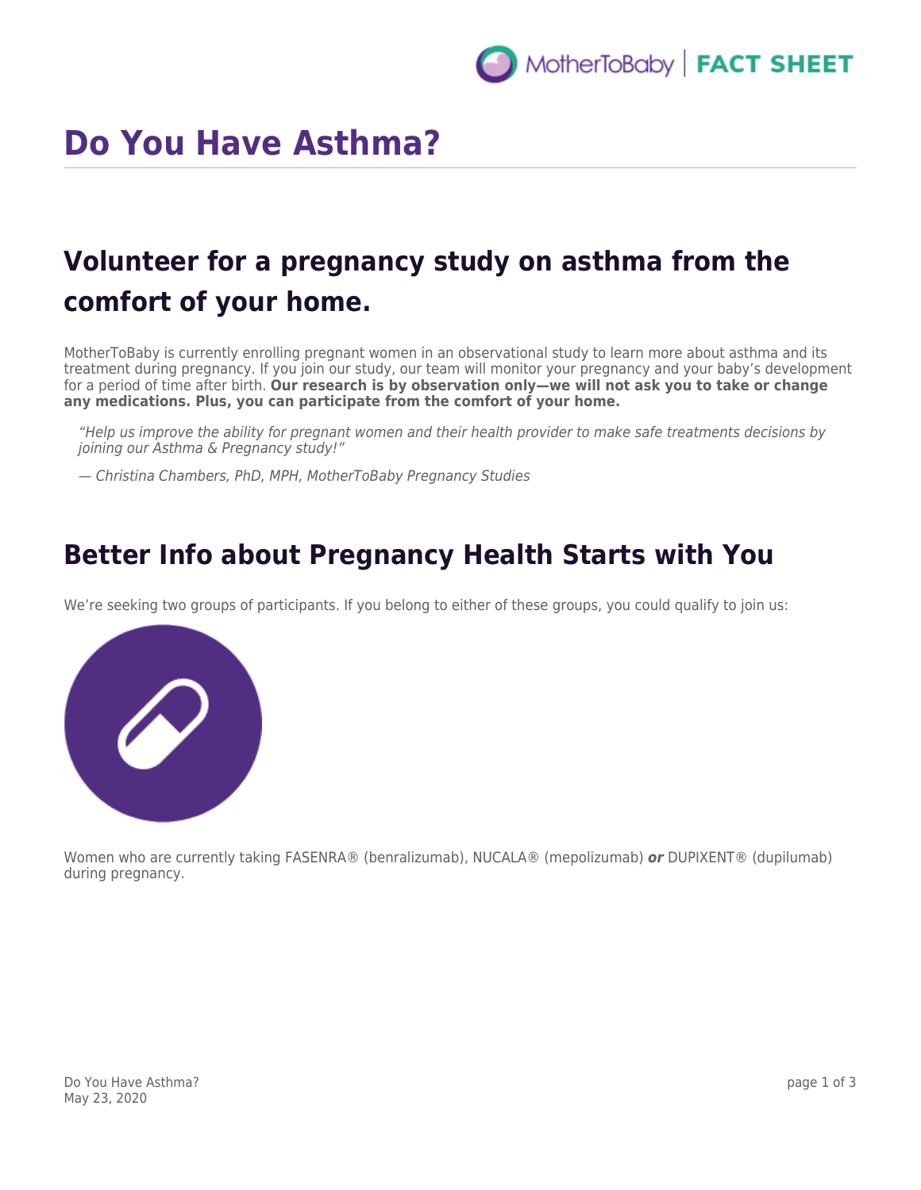# Do You Have Asthma?

## Volunteer for a pregnancy study on asthma from the comfort of your home.

MotherToBaby is currently enrolling pregnant women in an observational study to learn more about asthma and its treatment during pregnancy. If you join our study, our team will monitor your pregnancy and your baby's development for a period of time after birth. **Our research is by observation only—we will not ask you to take or change any medications. Plus, you can participate from the comfort of your home.**

> *"Help us improve the ability for pregnant women and their health provider to make safe treatments decisions by joining our Asthma & Pregnancy study!"*
>
> *— Christina Chambers, PhD, MPH, MotherToBaby Pregnancy Studies*

## Better Info about Pregnancy Health Starts with You

We're seeking two groups of participants. If you belong to either of these groups, you could qualify to join us:

Women who are currently taking FASENRA® (benralizumab), NUCALA® (mepolizumab) ***or*** DUPIXENT® (dupilumab) during pregnancy.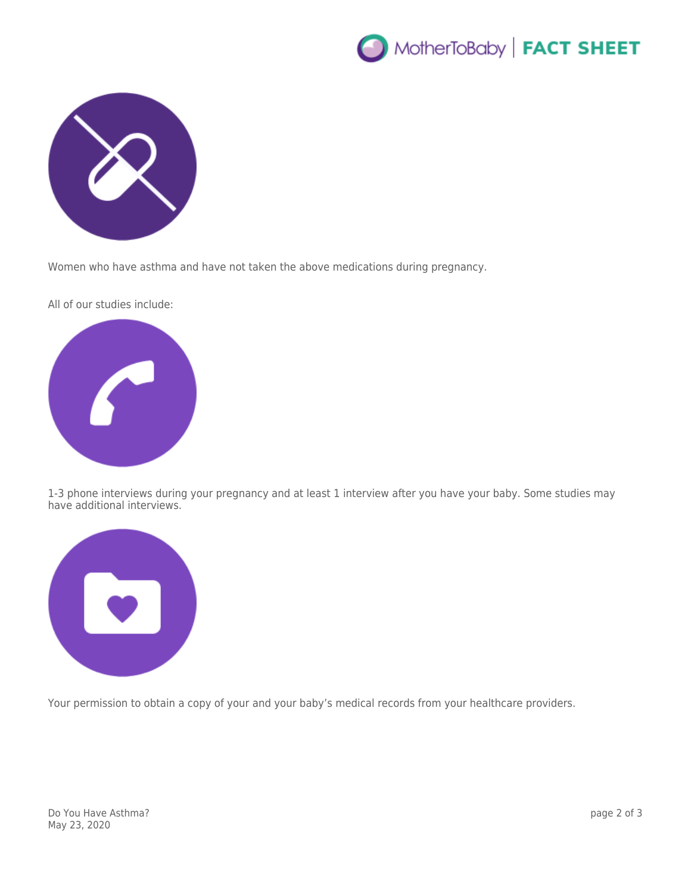Women who have asthma and have not taken the above medications during pregnancy.

All of our studies include:

1-3 phone interviews during your pregnancy and at least 1 interview after you have your baby. Some studies may have additional interviews.

Your permission to obtain a copy of your and your baby's medical records from your healthcare providers.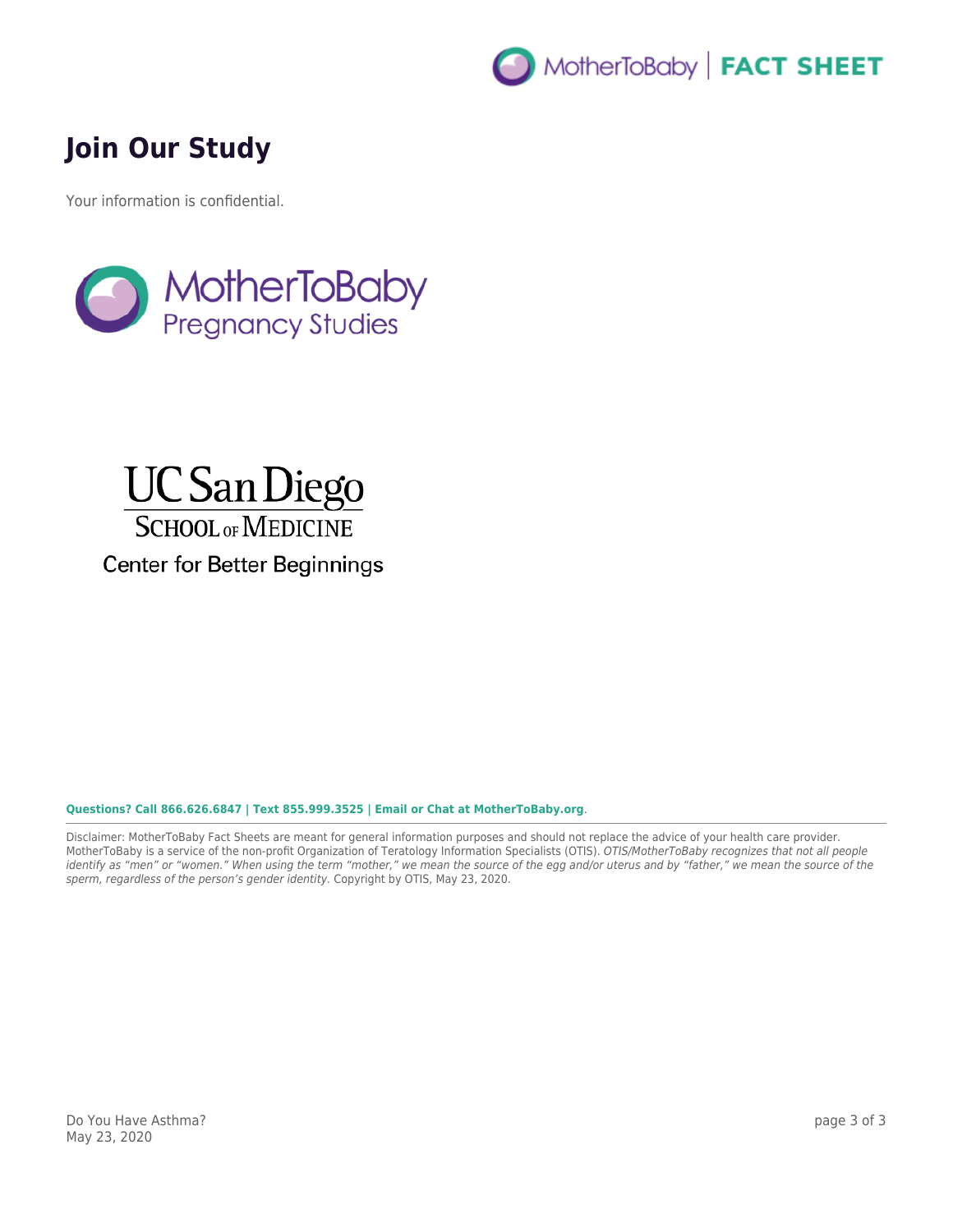# Join Our Study

Your information is confidential.

**Questions? Call 866.626.6847 | Text 855.999.3525 | Email or Chat at MotherToBaby.org**.

Disclaimer: MotherToBaby Fact Sheets are meant for general information purposes and should not replace the advice of your health care provider. MotherToBaby is a service of the non-profit Organization of Teratology Information Specialists (OTIS). *OTIS/MotherToBaby recognizes that not all people identify as "men" or "women." When using the term "mother," we mean the source of the egg and/or uterus and by "father," we mean the source of the sperm, regardless of the person's gender identity.* Copyright by OTIS, May 23, 2020.